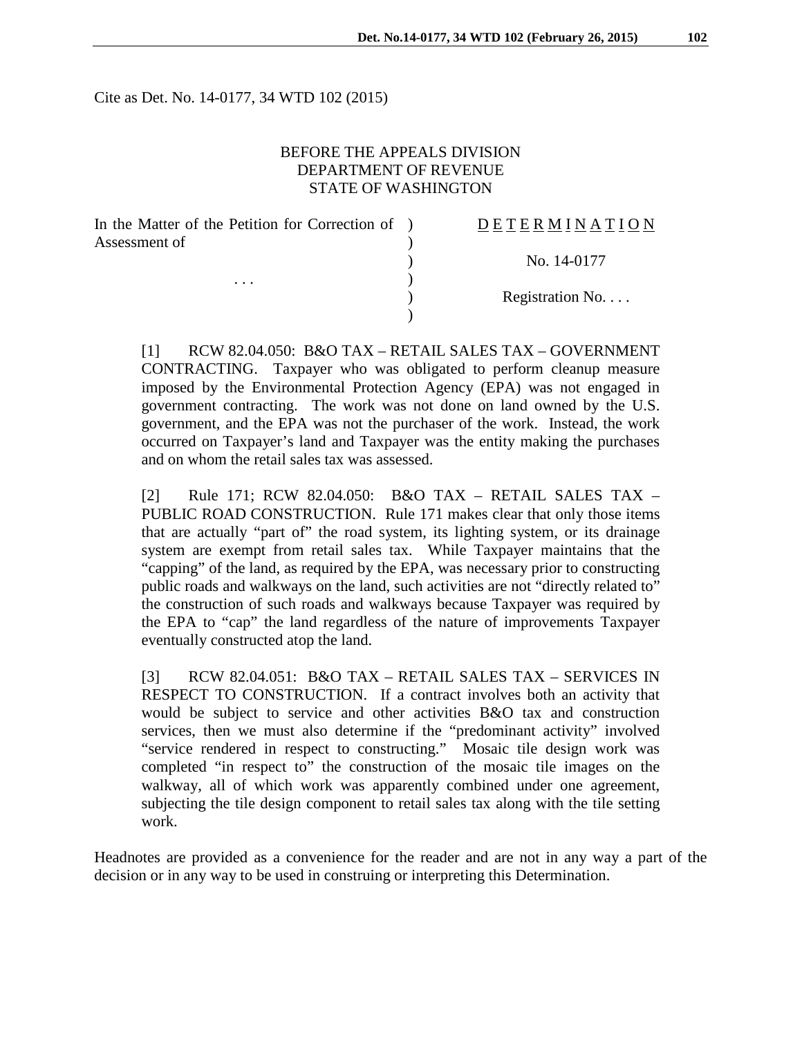Cite as Det. No. 14-0177, 34 WTD 102 (2015)

BEFORE THE APPEALS DIVISION
DEPARTMENT OF REVENUE
STATE OF WASHINGTON

| In the Matter of the Petition for Correction of Assessment of | ) | D E T E R M I N A T I O N |
|---|---|---|
| | ) | No. 14-0177 |
| . . . | ) | |
| | ) | Registration No. . . . |

[1] RCW 82.04.050: B&O TAX – RETAIL SALES TAX – GOVERNMENT CONTRACTING. Taxpayer who was obligated to perform cleanup measure imposed by the Environmental Protection Agency (EPA) was not engaged in government contracting. The work was not done on land owned by the U.S. government, and the EPA was not the purchaser of the work. Instead, the work occurred on Taxpayer's land and Taxpayer was the entity making the purchases and on whom the retail sales tax was assessed.

[2] Rule 171; RCW 82.04.050: B&O TAX – RETAIL SALES TAX – PUBLIC ROAD CONSTRUCTION. Rule 171 makes clear that only those items that are actually "part of" the road system, its lighting system, or its drainage system are exempt from retail sales tax. While Taxpayer maintains that the "capping" of the land, as required by the EPA, was necessary prior to constructing public roads and walkways on the land, such activities are not "directly related to" the construction of such roads and walkways because Taxpayer was required by the EPA to "cap" the land regardless of the nature of improvements Taxpayer eventually constructed atop the land.

[3] RCW 82.04.051: B&O TAX – RETAIL SALES TAX – SERVICES IN RESPECT TO CONSTRUCTION. If a contract involves both an activity that would be subject to service and other activities B&O tax and construction services, then we must also determine if the "predominant activity" involved "service rendered in respect to constructing." Mosaic tile design work was completed "in respect to" the construction of the mosaic tile images on the walkway, all of which work was apparently combined under one agreement, subjecting the tile design component to retail sales tax along with the tile setting work.

Headnotes are provided as a convenience for the reader and are not in any way a part of the decision or in any way to be used in construing or interpreting this Determination.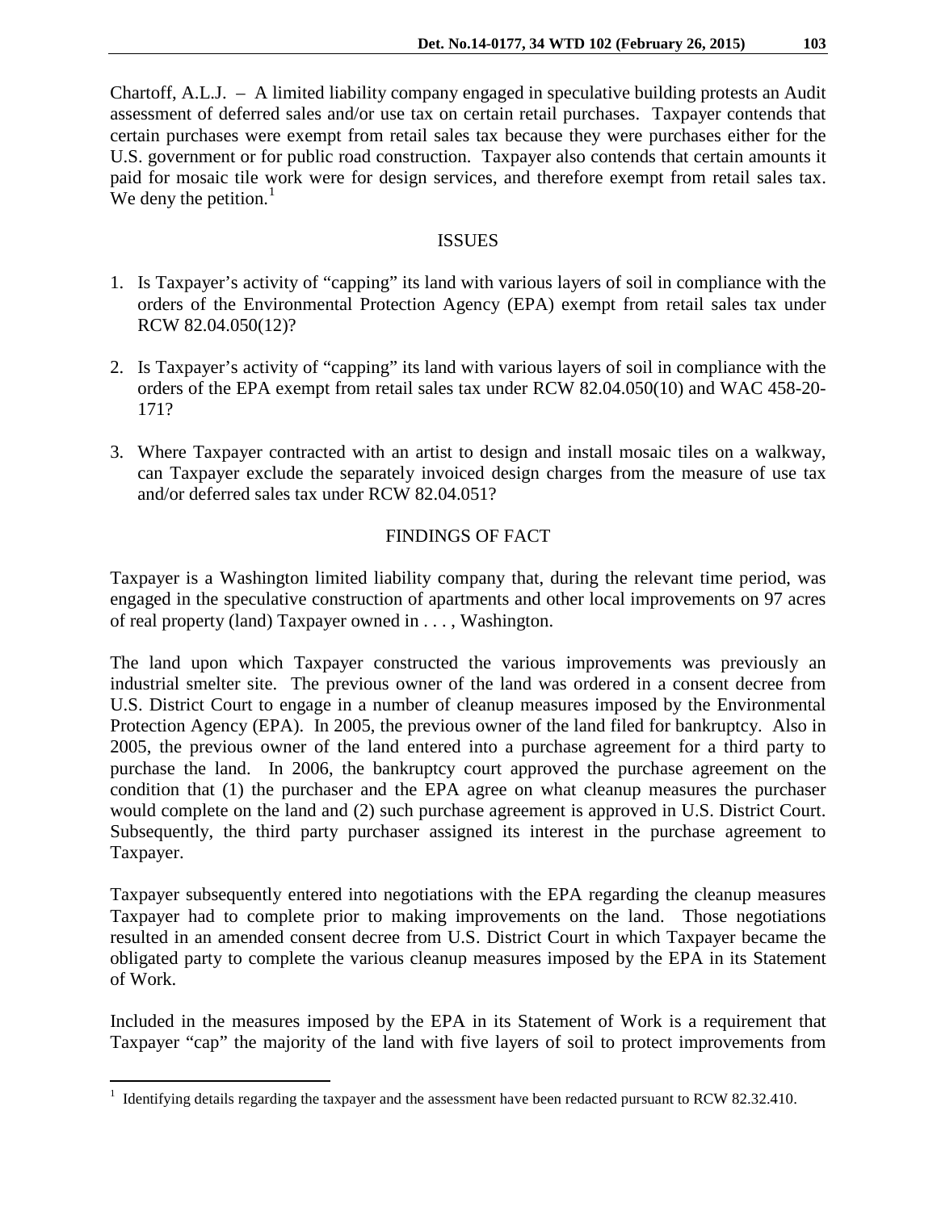Chartoff, A.L.J. – A limited liability company engaged in speculative building protests an Audit assessment of deferred sales and/or use tax on certain retail purchases. Taxpayer contends that certain purchases were exempt from retail sales tax because they were purchases either for the U.S. government or for public road construction. Taxpayer also contends that certain amounts it paid for mosaic tile work were for design services, and therefore exempt from retail sales tax. We deny the petition.[1]

## ISSUES

1. Is Taxpayer's activity of "capping" its land with various layers of soil in compliance with the orders of the Environmental Protection Agency (EPA) exempt from retail sales tax under RCW 82.04.050(12)?

2. Is Taxpayer's activity of "capping" its land with various layers of soil in compliance with the orders of the EPA exempt from retail sales tax under RCW 82.04.050(10) and WAC 458-20-171?

3. Where Taxpayer contracted with an artist to design and install mosaic tiles on a walkway, can Taxpayer exclude the separately invoiced design charges from the measure of use tax and/or deferred sales tax under RCW 82.04.051?

## FINDINGS OF FACT

Taxpayer is a Washington limited liability company that, during the relevant time period, was engaged in the speculative construction of apartments and other local improvements on 97 acres of real property (land) Taxpayer owned in . . . , Washington.

The land upon which Taxpayer constructed the various improvements was previously an industrial smelter site. The previous owner of the land was ordered in a consent decree from U.S. District Court to engage in a number of cleanup measures imposed by the Environmental Protection Agency (EPA). In 2005, the previous owner of the land filed for bankruptcy. Also in 2005, the previous owner of the land entered into a purchase agreement for a third party to purchase the land. In 2006, the bankruptcy court approved the purchase agreement on the condition that (1) the purchaser and the EPA agree on what cleanup measures the purchaser would complete on the land and (2) such purchase agreement is approved in U.S. District Court. Subsequently, the third party purchaser assigned its interest in the purchase agreement to Taxpayer.

Taxpayer subsequently entered into negotiations with the EPA regarding the cleanup measures Taxpayer had to complete prior to making improvements on the land. Those negotiations resulted in an amended consent decree from U.S. District Court in which Taxpayer became the obligated party to complete the various cleanup measures imposed by the EPA in its Statement of Work.

Included in the measures imposed by the EPA in its Statement of Work is a requirement that Taxpayer "cap" the majority of the land with five layers of soil to protect improvements from

---

[1] Identifying details regarding the taxpayer and the assessment have been redacted pursuant to RCW 82.32.410.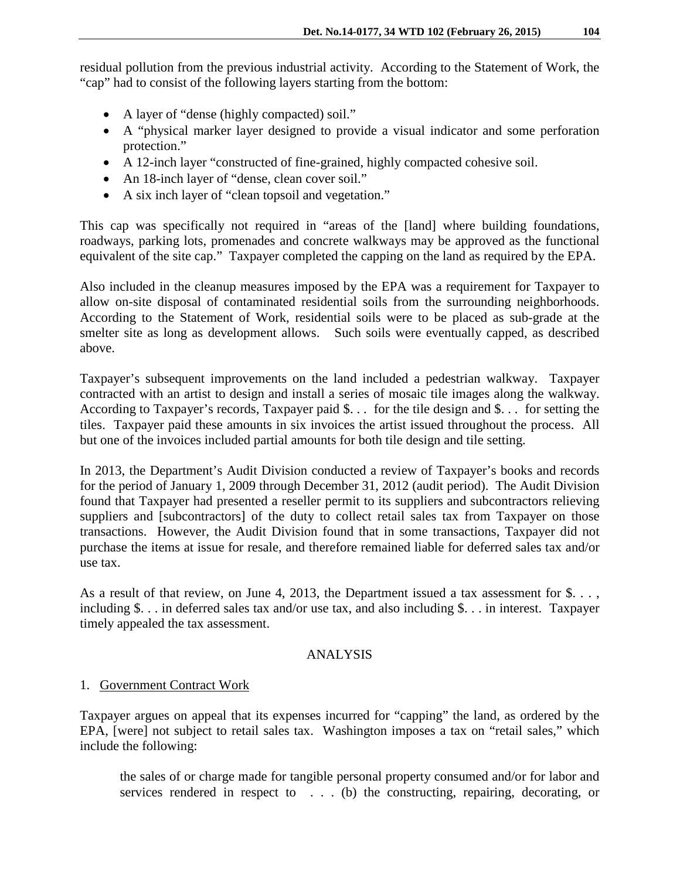residual pollution from the previous industrial activity. According to the Statement of Work, the "cap" had to consist of the following layers starting from the bottom:

- A layer of "dense (highly compacted) soil."
- A "physical marker layer designed to provide a visual indicator and some perforation protection."
- A 12-inch layer "constructed of fine-grained, highly compacted cohesive soil.
- An 18-inch layer of "dense, clean cover soil."
- A six inch layer of "clean topsoil and vegetation."

This cap was specifically not required in "areas of the [land] where building foundations, roadways, parking lots, promenades and concrete walkways may be approved as the functional equivalent of the site cap." Taxpayer completed the capping on the land as required by the EPA.

Also included in the cleanup measures imposed by the EPA was a requirement for Taxpayer to allow on-site disposal of contaminated residential soils from the surrounding neighborhoods. According to the Statement of Work, residential soils were to be placed as sub-grade at the smelter site as long as development allows. Such soils were eventually capped, as described above.

Taxpayer's subsequent improvements on the land included a pedestrian walkway. Taxpayer contracted with an artist to design and install a series of mosaic tile images along the walkway. According to Taxpayer's records, Taxpayer paid $. . . for the tile design and $. . . for setting the tiles. Taxpayer paid these amounts in six invoices the artist issued throughout the process. All but one of the invoices included partial amounts for both tile design and tile setting.

In 2013, the Department's Audit Division conducted a review of Taxpayer's books and records for the period of January 1, 2009 through December 31, 2012 (audit period). The Audit Division found that Taxpayer had presented a reseller permit to its suppliers and subcontractors relieving suppliers and [subcontractors] of the duty to collect retail sales tax from Taxpayer on those transactions. However, the Audit Division found that in some transactions, Taxpayer did not purchase the items at issue for resale, and therefore remained liable for deferred sales tax and/or use tax.

As a result of that review, on June 4, 2013, the Department issued a tax assessment for $. . . , including $. . . in deferred sales tax and/or use tax, and also including $. . . in interest. Taxpayer timely appealed the tax assessment.

## ANALYSIS

1. Government Contract Work

Taxpayer argues on appeal that its expenses incurred for "capping" the land, as ordered by the EPA, [were] not subject to retail sales tax. Washington imposes a tax on "retail sales," which include the following:

> the sales of or charge made for tangible personal property consumed and/or for labor and services rendered in respect to . . . (b) the constructing, repairing, decorating, or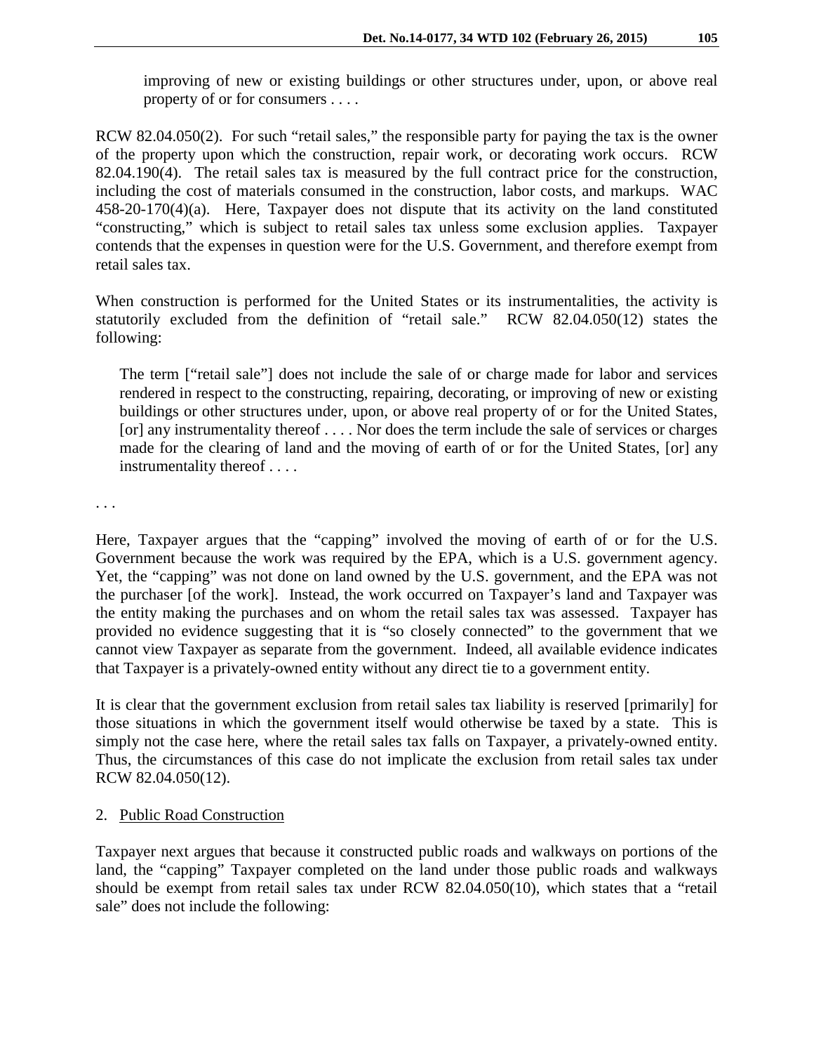> improving of new or existing buildings or other structures under, upon, or above real property of or for consumers . . . .

RCW 82.04.050(2). For such "retail sales," the responsible party for paying the tax is the owner of the property upon which the construction, repair work, or decorating work occurs. RCW 82.04.190(4). The retail sales tax is measured by the full contract price for the construction, including the cost of materials consumed in the construction, labor costs, and markups. WAC 458-20-170(4)(a). Here, Taxpayer does not dispute that its activity on the land constituted "constructing," which is subject to retail sales tax unless some exclusion applies. Taxpayer contends that the expenses in question were for the U.S. Government, and therefore exempt from retail sales tax.

When construction is performed for the United States or its instrumentalities, the activity is statutorily excluded from the definition of "retail sale." RCW 82.04.050(12) states the following:

> The term ["retail sale"] does not include the sale of or charge made for labor and services rendered in respect to the constructing, repairing, decorating, or improving of new or existing buildings or other structures under, upon, or above real property of or for the United States, [or] any instrumentality thereof . . . . Nor does the term include the sale of services or charges made for the clearing of land and the moving of earth of or for the United States, [or] any instrumentality thereof . . . .

. . .

Here, Taxpayer argues that the "capping" involved the moving of earth of or for the U.S. Government because the work was required by the EPA, which is a U.S. government agency. Yet, the "capping" was not done on land owned by the U.S. government, and the EPA was not the purchaser [of the work]. Instead, the work occurred on Taxpayer's land and Taxpayer was the entity making the purchases and on whom the retail sales tax was assessed. Taxpayer has provided no evidence suggesting that it is "so closely connected" to the government that we cannot view Taxpayer as separate from the government. Indeed, all available evidence indicates that Taxpayer is a privately-owned entity without any direct tie to a government entity.

It is clear that the government exclusion from retail sales tax liability is reserved [primarily] for those situations in which the government itself would otherwise be taxed by a state. This is simply not the case here, where the retail sales tax falls on Taxpayer, a privately-owned entity. Thus, the circumstances of this case do not implicate the exclusion from retail sales tax under RCW 82.04.050(12).

2. Public Road Construction

Taxpayer next argues that because it constructed public roads and walkways on portions of the land, the "capping" Taxpayer completed on the land under those public roads and walkways should be exempt from retail sales tax under RCW 82.04.050(10), which states that a "retail sale" does not include the following: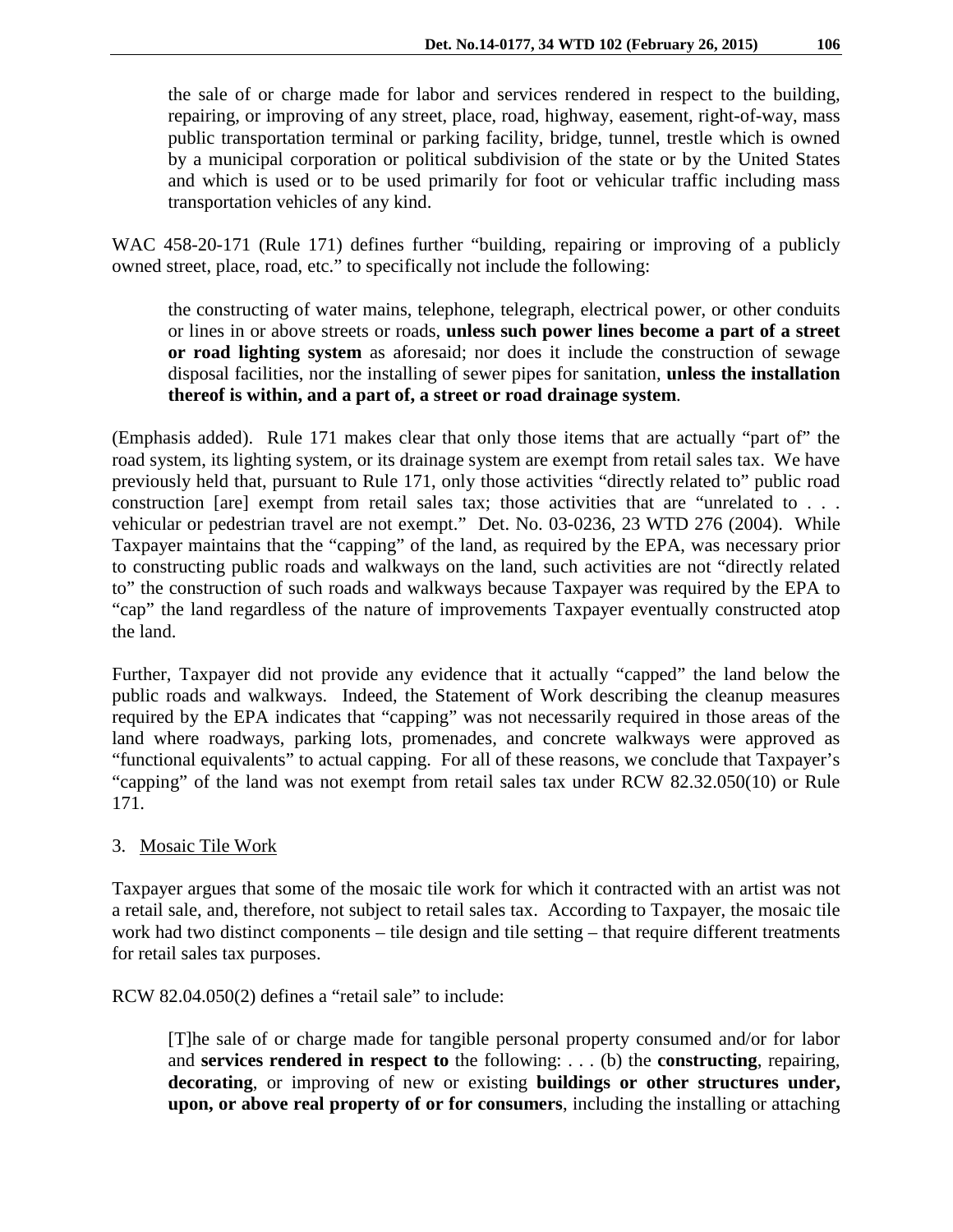> the sale of or charge made for labor and services rendered in respect to the building, repairing, or improving of any street, place, road, highway, easement, right-of-way, mass public transportation terminal or parking facility, bridge, tunnel, trestle which is owned by a municipal corporation or political subdivision of the state or by the United States and which is used or to be used primarily for foot or vehicular traffic including mass transportation vehicles of any kind.

WAC 458-20-171 (Rule 171) defines further "building, repairing or improving of a publicly owned street, place, road, etc." to specifically not include the following:

> the constructing of water mains, telephone, telegraph, electrical power, or other conduits or lines in or above streets or roads, **unless such power lines become a part of a street or road lighting system** as aforesaid; nor does it include the construction of sewage disposal facilities, nor the installing of sewer pipes for sanitation, **unless the installation thereof is within, and a part of, a street or road drainage system**.

(Emphasis added). Rule 171 makes clear that only those items that are actually "part of" the road system, its lighting system, or its drainage system are exempt from retail sales tax. We have previously held that, pursuant to Rule 171, only those activities "directly related to" public road construction [are] exempt from retail sales tax; those activities that are "unrelated to . . . vehicular or pedestrian travel are not exempt." Det. No. 03-0236, 23 WTD 276 (2004). While Taxpayer maintains that the "capping" of the land, as required by the EPA, was necessary prior to constructing public roads and walkways on the land, such activities are not "directly related to" the construction of such roads and walkways because Taxpayer was required by the EPA to "cap" the land regardless of the nature of improvements Taxpayer eventually constructed atop the land.

Further, Taxpayer did not provide any evidence that it actually "capped" the land below the public roads and walkways. Indeed, the Statement of Work describing the cleanup measures required by the EPA indicates that "capping" was not necessarily required in those areas of the land where roadways, parking lots, promenades, and concrete walkways were approved as "functional equivalents" to actual capping. For all of these reasons, we conclude that Taxpayer's "capping" of the land was not exempt from retail sales tax under RCW 82.32.050(10) or Rule 171.

3. <u>Mosaic Tile Work</u>

Taxpayer argues that some of the mosaic tile work for which it contracted with an artist was not a retail sale, and, therefore, not subject to retail sales tax. According to Taxpayer, the mosaic tile work had two distinct components – tile design and tile setting – that require different treatments for retail sales tax purposes.

RCW 82.04.050(2) defines a "retail sale" to include:

> [T]he sale of or charge made for tangible personal property consumed and/or for labor and **services rendered in respect to** the following: . . . (b) the **constructing**, repairing, **decorating**, or improving of new or existing **buildings or other structures under, upon, or above real property of or for consumers**, including the installing or attaching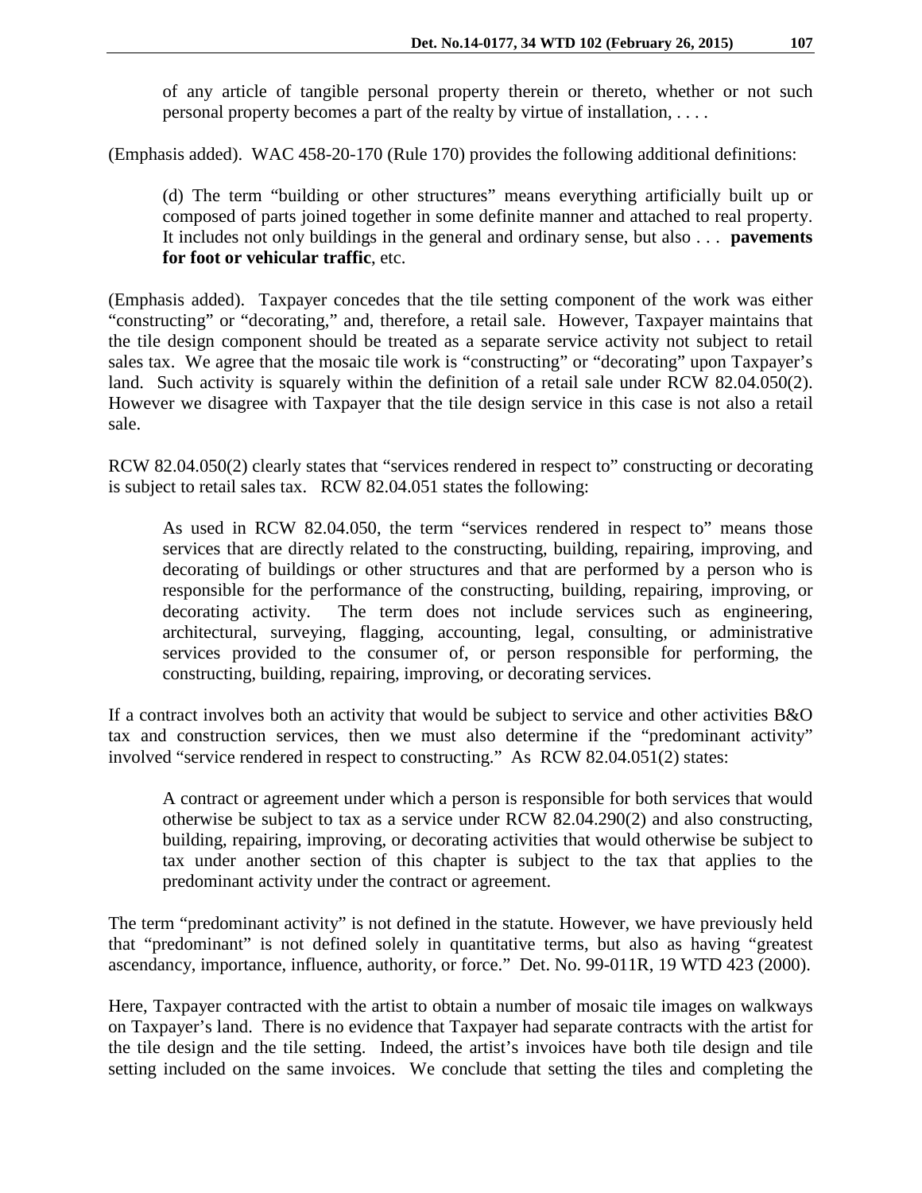of any article of tangible personal property therein or thereto, whether or not such personal property becomes a part of the realty by virtue of installation, . . . .

(Emphasis added). WAC 458-20-170 (Rule 170) provides the following additional definitions:

> (d) The term "building or other structures" means everything artificially built up or composed of parts joined together in some definite manner and attached to real property. It includes not only buildings in the general and ordinary sense, but also . . . **pavements for foot or vehicular traffic**, etc.

(Emphasis added). Taxpayer concedes that the tile setting component of the work was either "constructing" or "decorating," and, therefore, a retail sale. However, Taxpayer maintains that the tile design component should be treated as a separate service activity not subject to retail sales tax. We agree that the mosaic tile work is "constructing" or "decorating" upon Taxpayer's land. Such activity is squarely within the definition of a retail sale under RCW 82.04.050(2). However we disagree with Taxpayer that the tile design service in this case is not also a retail sale.

RCW 82.04.050(2) clearly states that "services rendered in respect to" constructing or decorating is subject to retail sales tax. RCW 82.04.051 states the following:

> As used in RCW 82.04.050, the term "services rendered in respect to" means those services that are directly related to the constructing, building, repairing, improving, and decorating of buildings or other structures and that are performed by a person who is responsible for the performance of the constructing, building, repairing, improving, or decorating activity. The term does not include services such as engineering, architectural, surveying, flagging, accounting, legal, consulting, or administrative services provided to the consumer of, or person responsible for performing, the constructing, building, repairing, improving, or decorating services.

If a contract involves both an activity that would be subject to service and other activities B&O tax and construction services, then we must also determine if the "predominant activity" involved "service rendered in respect to constructing." As RCW 82.04.051(2) states:

> A contract or agreement under which a person is responsible for both services that would otherwise be subject to tax as a service under RCW 82.04.290(2) and also constructing, building, repairing, improving, or decorating activities that would otherwise be subject to tax under another section of this chapter is subject to the tax that applies to the predominant activity under the contract or agreement.

The term "predominant activity" is not defined in the statute. However, we have previously held that "predominant" is not defined solely in quantitative terms, but also as having "greatest ascendancy, importance, influence, authority, or force." Det. No. 99-011R, 19 WTD 423 (2000).

Here, Taxpayer contracted with the artist to obtain a number of mosaic tile images on walkways on Taxpayer's land. There is no evidence that Taxpayer had separate contracts with the artist for the tile design and the tile setting. Indeed, the artist's invoices have both tile design and tile setting included on the same invoices. We conclude that setting the tiles and completing the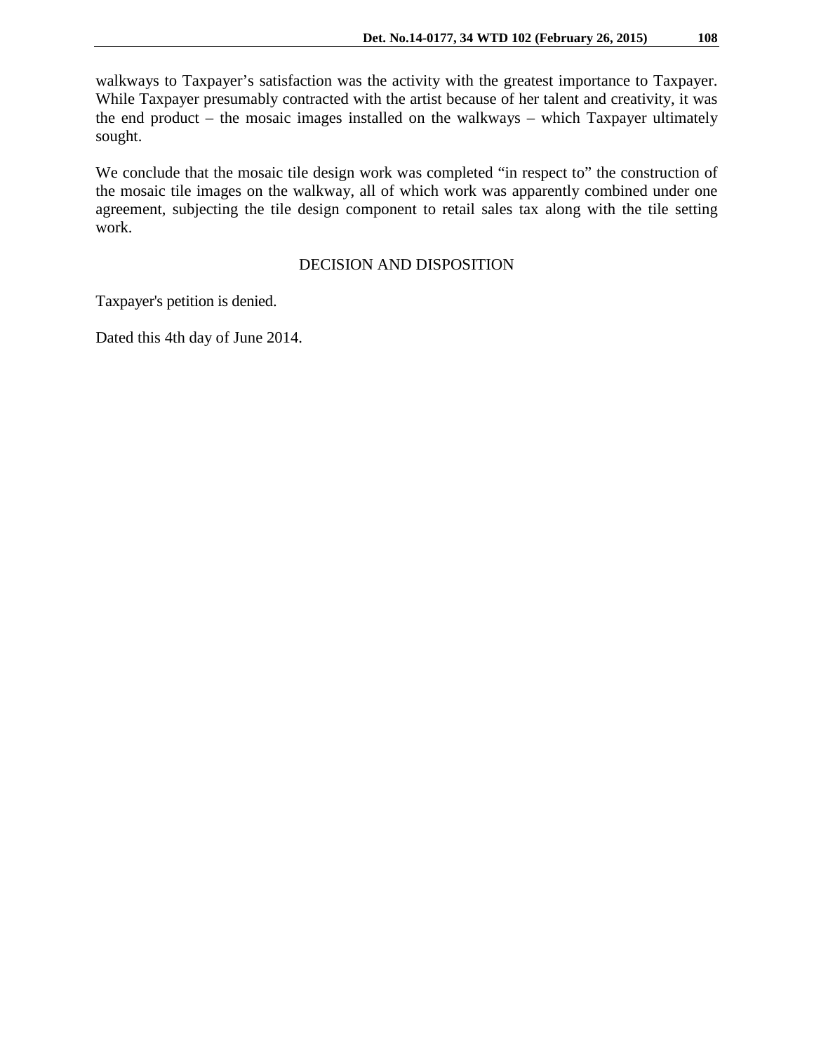walkways to Taxpayer's satisfaction was the activity with the greatest importance to Taxpayer. While Taxpayer presumably contracted with the artist because of her talent and creativity, it was the end product – the mosaic images installed on the walkways – which Taxpayer ultimately sought.

We conclude that the mosaic tile design work was completed "in respect to" the construction of the mosaic tile images on the walkway, all of which work was apparently combined under one agreement, subjecting the tile design component to retail sales tax along with the tile setting work.

## DECISION AND DISPOSITION

Taxpayer's petition is denied.

Dated this 4th day of June 2014.